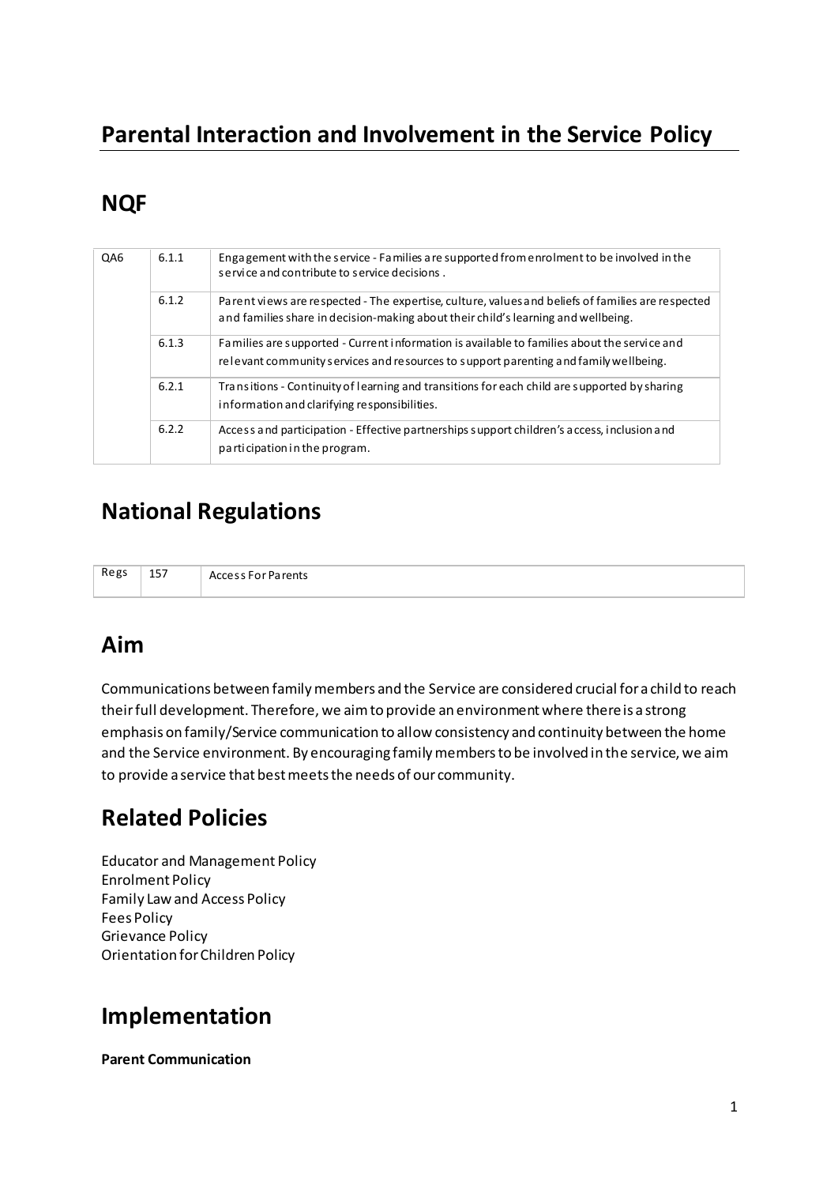# Parental Interaction and Involvement in the Service Policy

## NQF

| QA6 | 6.1.1 | Engagement with the service - Families are supported from enrolment to be involved in the service and contribute to service decisions . |
|---|---|---|
| | 6.1.2 | Parent views are respected - The expertise, culture, values and beliefs of families are respected and families share in decision-making about their child's learning and wellbeing. |
| | 6.1.3 | Families are supported - Current information is available to families about the service and relevant community services and resources to support parenting and family wellbeing. |
| | 6.2.1 | Transitions - Continuity of learning and transitions for each child are supported by sharing information and clarifying responsibilities. |
| | 6.2.2 | Access and participation - Effective partnerships support children's access, inclusion and participation in the program. |

## National Regulations

| Regs | 157 | Access For Parents |
|---|---|---|

## Aim

Communications between family members and the Service are considered crucial for a child to reach their full development. Therefore, we aim to provide an environment where there is a strong emphasis on family/Service communication to allow consistency and continuity between the home and the Service environment. By encouraging family members to be involved in the service, we aim to provide a service that best meets the needs of our community.

## Related Policies

Educator and Management Policy
Enrolment Policy
Family Law and Access Policy
Fees Policy
Grievance Policy
Orientation for Children Policy

## Implementation

**Parent Communication**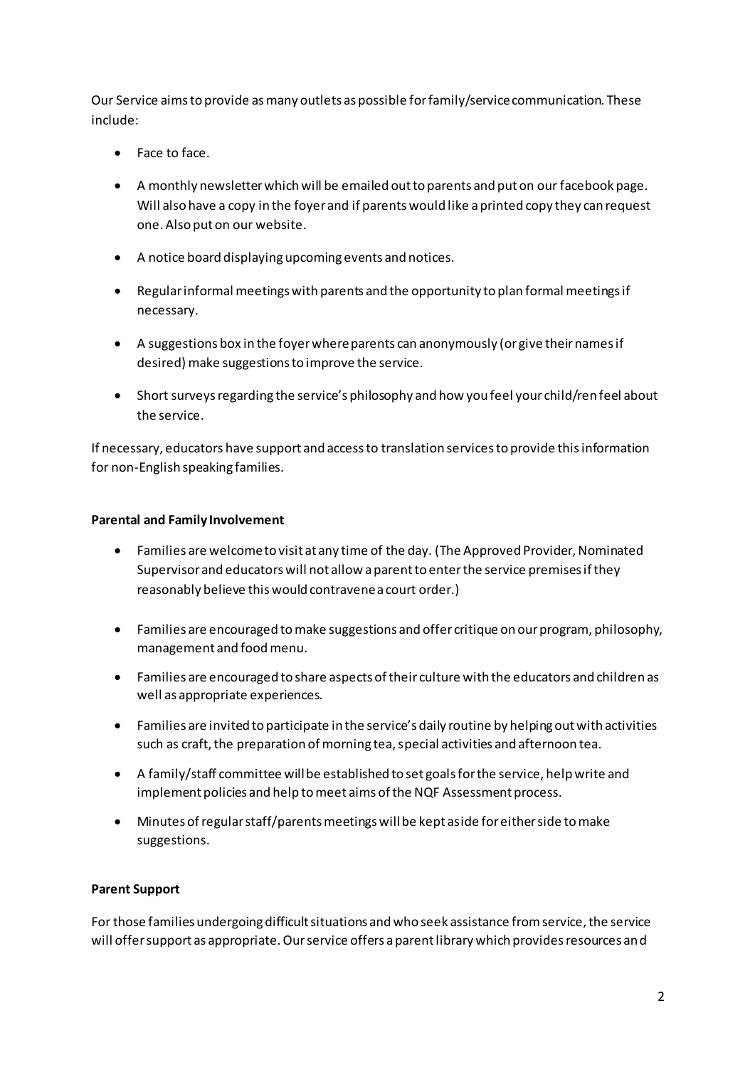Our Service aims to provide as many outlets as possible for family/service communication. These include:

- Face to face.
- A monthly newsletter which will be emailed out to parents and put on our facebook page. Will also have a copy in the foyer and if parents would like a printed copy they can request one. Also put on our website.
- A notice board displaying upcoming events and notices.
- Regular informal meetings with parents and the opportunity to plan formal meetings if necessary.
- A suggestions box in the foyer where parents can anonymously (or give their names if desired) make suggestions to improve the service.
- Short surveys regarding the service's philosophy and how you feel your child/ren feel about the service.

If necessary, educators have support and access to translation services to provide this information for non-English speaking families.

**Parental and Family Involvement**

- Families are welcome to visit at any time of the day. (The Approved Provider, Nominated Supervisor and educators will not allow a parent to enter the service premises if they reasonably believe this would contravene a court order.)
- Families are encouraged to make suggestions and offer critique on our program, philosophy, management and food menu.
- Families are encouraged to share aspects of their culture with the educators and children as well as appropriate experiences.
- Families are invited to participate in the service's daily routine by helping out with activities such as craft, the preparation of morning tea, special activities and afternoon tea.
- A family/staff committee will be established to set goals for the service, help write and implement policies and help to meet aims of the NQF Assessment process.
- Minutes of regular staff/parents meetings will be kept aside for either side to make suggestions.

**Parent Support**

For those families undergoing difficult situations and who seek assistance from service, the service will offer support as appropriate. Our service offers a parent library which provides resources and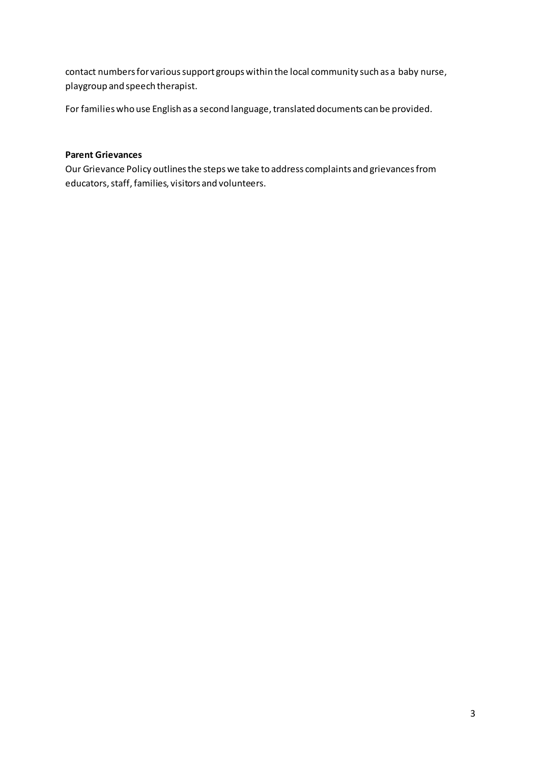contact numbers for various support groups within the local community such as a baby nurse, playgroup and speech therapist.

For families who use English as a second language, translated documents can be provided.

**Parent Grievances**

Our Grievance Policy outlines the steps we take to address complaints and grievances from educators, staff, families, visitors and volunteers.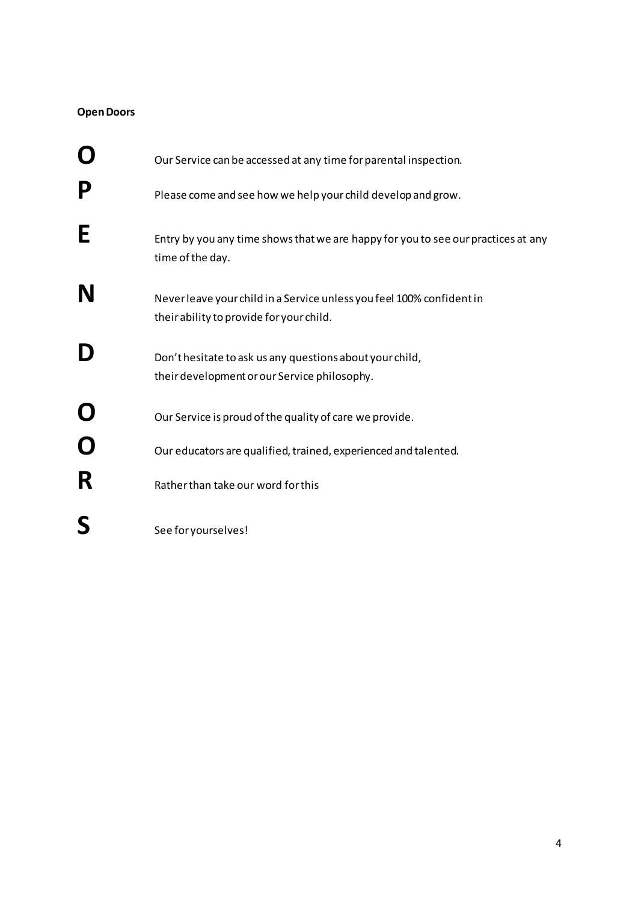**Open Doors**

| | |
|---|---|
| **O** | Our Service can be accessed at any time for parental inspection. |
| **P** | Please come and see how we help your child develop and grow. |
| **E** | Entry by you any time shows that we are happy for you to see our practices at any time of the day. |
| **N** | Never leave your child in a Service unless you feel 100% confident in their ability to provide for your child. |
| **D** | Don't hesitate to ask us any questions about your child, their development or our Service philosophy. |
| **O** | Our Service is proud of the quality of care we provide. |
| **O** | Our educators are qualified, trained, experienced and talented. |
| **R** | Rather than take our word for this |
| **S** | See for yourselves! |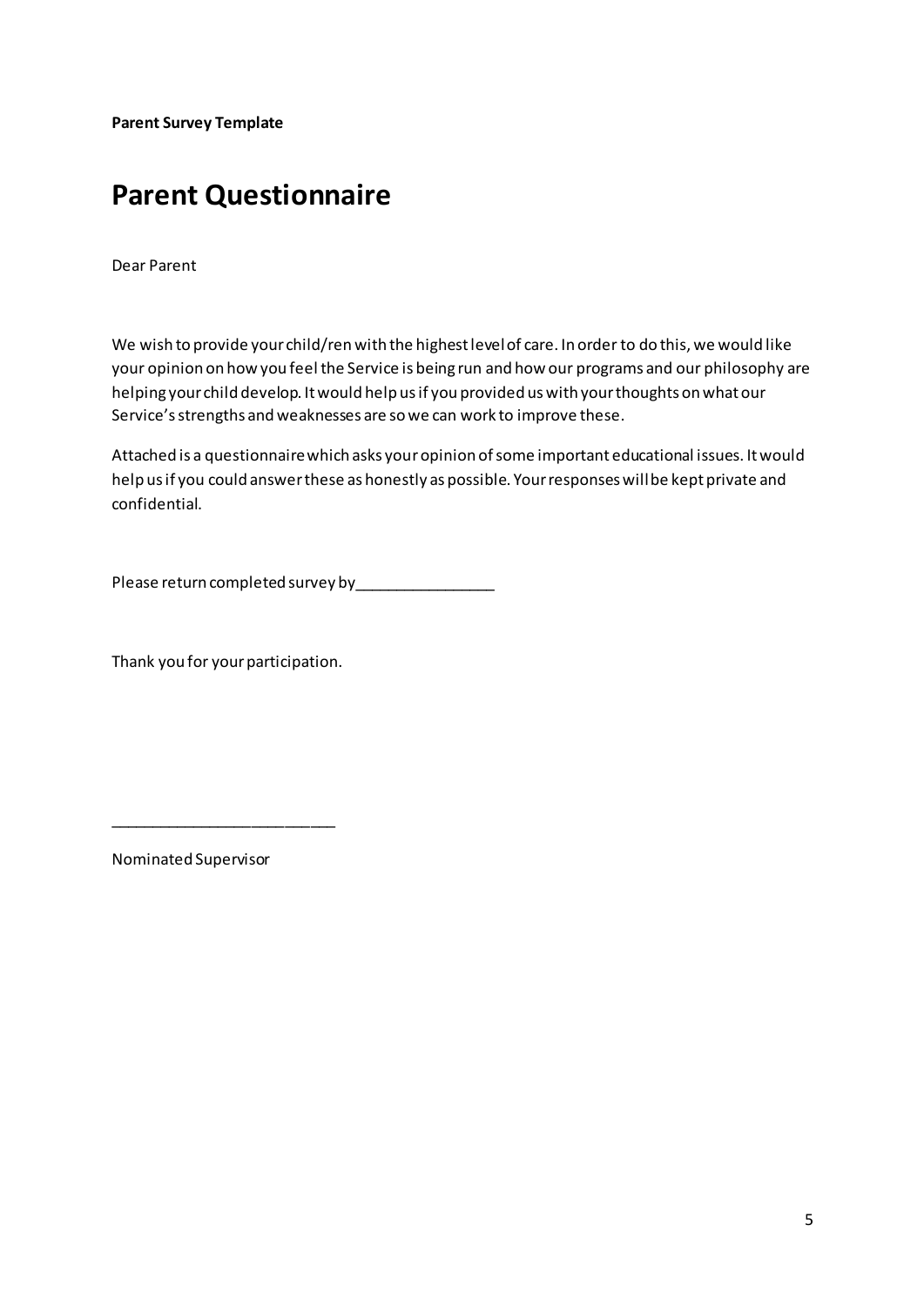**Parent Survey Template**

# Parent Questionnaire

Dear Parent

We wish to provide your child/ren with the highest level of care. In order to do this, we would like your opinion on how you feel the Service is being run and how our programs and our philosophy are helping your child develop. It would help us if you provided us with your thoughts on what our Service's strengths and weaknesses are so we can work to improve these.

Attached is a questionnaire which asks your opinion of some important educational issues. It would help us if you could answer these as honestly as possible. Your responses will be kept private and confidential.

Please return completed survey by________________

Thank you for your participation.

__________________________

Nominated Supervisor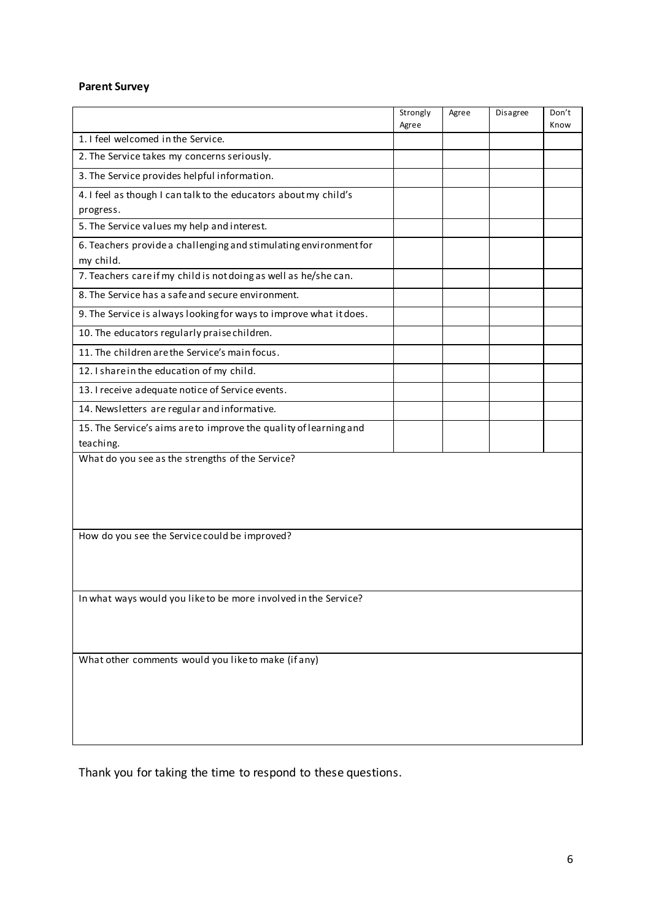**Parent Survey**

| | Strongly Agree | Agree | Disagree | Don't Know |
|---|---|---|---|---|
| 1. I feel welcomed in the Service. | | | | |
| 2. The Service takes my concerns seriously. | | | | |
| 3. The Service provides helpful information. | | | | |
| 4. I feel as though I can talk to the educators about my child's progress. | | | | |
| 5. The Service values my help and interest. | | | | |
| 6. Teachers provide a challenging and stimulating environment for my child. | | | | |
| 7. Teachers care if my child is not doing as well as he/she can. | | | | |
| 8. The Service has a safe and secure environment. | | | | |
| 9. The Service is always looking for ways to improve what it does. | | | | |
| 10. The educators regularly praise children. | | | | |
| 11. The children are the Service's main focus. | | | | |
| 12. I share in the education of my child. | | | | |
| 13. I receive adequate notice of Service events. | | | | |
| 14. Newsletters are regular and informative. | | | | |
| 15. The Service's aims are to improve the quality of learning and teaching. | | | | |

What do you see as the strengths of the Service?

How do you see the Service could be improved?

In what ways would you like to be more involved in the Service?

What other comments would you like to make (if any)

Thank you for taking the time to respond to these questions.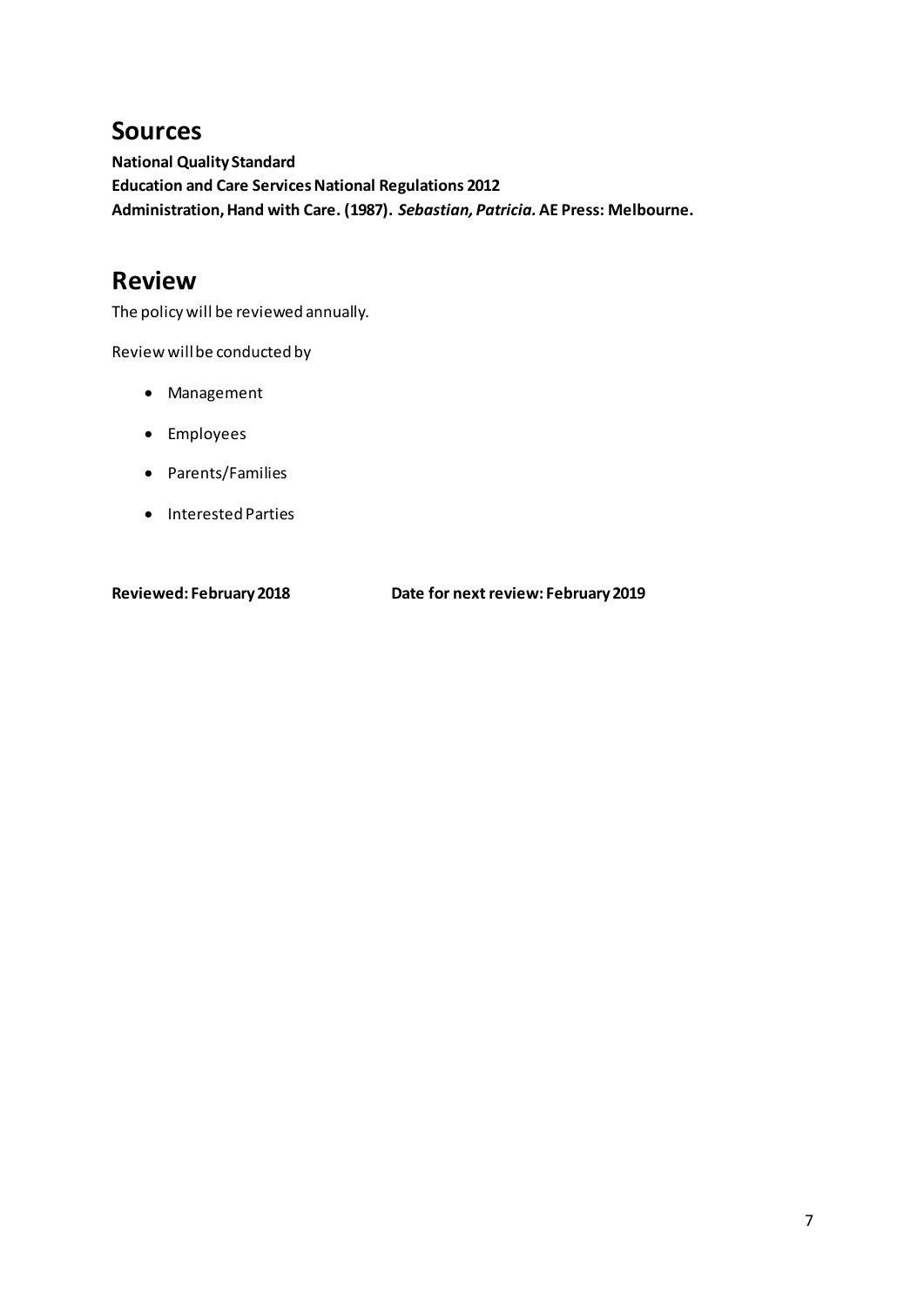## Sources

**National Quality Standard**
**Education and Care Services National Regulations 2012**
**Administration, Hand with Care. (1987).** ***Sebastian, Patricia.*** **AE Press: Melbourne.**

## Review

The policy will be reviewed annually.

Review will be conducted by

- Management
- Employees
- Parents/Families
- Interested Parties

**Reviewed: February 2018** **Date for next review: February 2019**